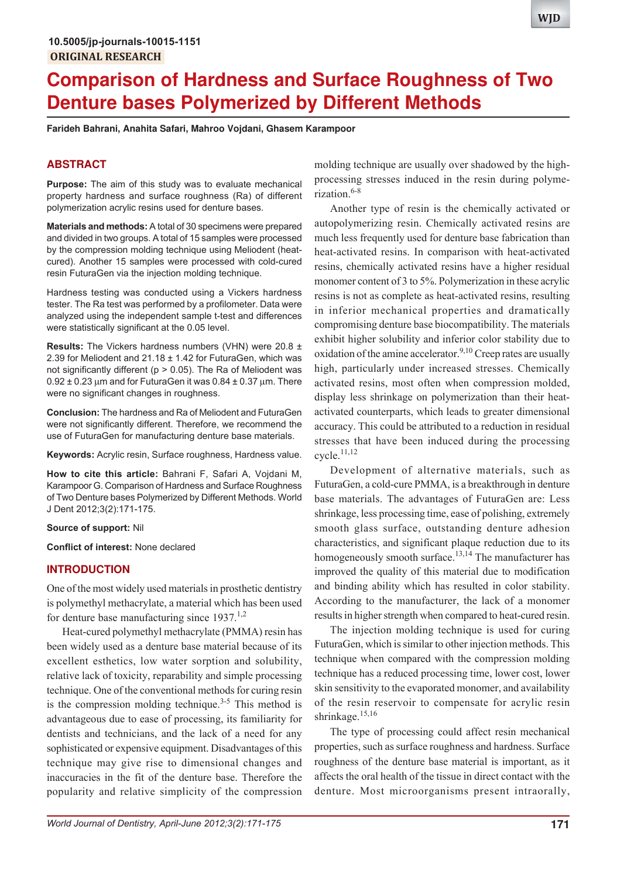10.5005/jp-journals-10015-1151

ORIGINAL RESEARCH

# Comparison of Hardness and Surface Roughness of Two Denture bases Polymerized by Different Methods

**Farideh Bahrani, Anahita Safari, Mahroo Vojdani, Ghasem Karampoor**

## ABSTRACT

**Purpose:** The aim of this study was to evaluate mechanical property hardness and surface roughness (Ra) of different polymerization acrylic resins used for denture bases.

**Materials and methods:** A total of 30 specimens were prepared and divided in two groups. A total of 15 samples were processed by the compression molding technique using Meliodent (heat-cured). Another 15 samples were processed with cold-cured resin FuturaGen via the injection molding technique.

Hardness testing was conducted using a Vickers hardness tester. The Ra test was performed by a profilometer. Data were analyzed using the independent sample t-test and differences were statistically significant at the 0.05 level.

**Results:** The Vickers hardness numbers (VHN) were 20.8 ± 2.39 for Meliodent and 21.18 ± 1.42 for FuturaGen, which was not significantly different ($p > 0.05$). The Ra of Meliodent was 0.92 ± 0.23 μm and for FuturaGen it was 0.84 ± 0.37 μm. There were no significant changes in roughness.

**Conclusion:** The hardness and Ra of Meliodent and FuturaGen were not significantly different. Therefore, we recommend the use of FuturaGen for manufacturing denture base materials.

**Keywords:** Acrylic resin, Surface roughness, Hardness value.

**How to cite this article:** Bahrani F, Safari A, Vojdani M, Karampoor G. Comparison of Hardness and Surface Roughness of Two Denture bases Polymerized by Different Methods. World J Dent 2012;3(2):171-175.

**Source of support:** Nil

**Conflict of interest:** None declared

## INTRODUCTION

One of the most widely used materials in prosthetic dentistry is polymethyl methacrylate, a material which has been used for denture base manufacturing since 1937.[1,2]

Heat-cured polymethyl methacrylate (PMMA) resin has been widely used as a denture base material because of its excellent esthetics, low water sorption and solubility, relative lack of toxicity, reparability and simple processing technique. One of the conventional methods for curing resin is the compression molding technique.[3-5] This method is advantageous due to ease of processing, its familiarity for dentists and technicians, and the lack of a need for any sophisticated or expensive equipment. Disadvantages of this technique may give rise to dimensional changes and inaccuracies in the fit of the denture base. Therefore the popularity and relative simplicity of the compression molding technique are usually over shadowed by the high-processing stresses induced in the resin during polymerization.[6-8]

Another type of resin is the chemically activated or autopolymerizing resin. Chemically activated resins are much less frequently used for denture base fabrication than heat-activated resins. In comparison with heat-activated resins, chemically activated resins have a higher residual monomer content of 3 to 5%. Polymerization in these acrylic resins is not as complete as heat-activated resins, resulting in inferior mechanical properties and dramatically compromising denture base biocompatibility. The materials exhibit higher solubility and inferior color stability due to oxidation of the amine accelerator.[9,10] Creep rates are usually high, particularly under increased stresses. Chemically activated resins, most often when compression molded, display less shrinkage on polymerization than their heat-activated counterparts, which leads to greater dimensional accuracy. This could be attributed to a reduction in residual stresses that have been induced during the processing cycle.[11,12]

Development of alternative materials, such as FuturaGen, a cold-cure PMMA, is a breakthrough in denture base materials. The advantages of FuturaGen are: Less shrinkage, less processing time, ease of polishing, extremely smooth glass surface, outstanding denture adhesion characteristics, and significant plaque reduction due to its homogeneously smooth surface.[13,14] The manufacturer has improved the quality of this material due to modification and binding ability which has resulted in color stability. According to the manufacturer, the lack of a monomer results in higher strength when compared to heat-cured resin.

The injection molding technique is used for curing FuturaGen, which is similar to other injection methods. This technique when compared with the compression molding technique has a reduced processing time, lower cost, lower skin sensitivity to the evaporated monomer, and availability of the resin reservoir to compensate for acrylic resin shrinkage.[15,16]

The type of processing could affect resin mechanical properties, such as surface roughness and hardness. Surface roughness of the denture base material is important, as it affects the oral health of the tissue in direct contact with the denture. Most microorganisms present intraorally,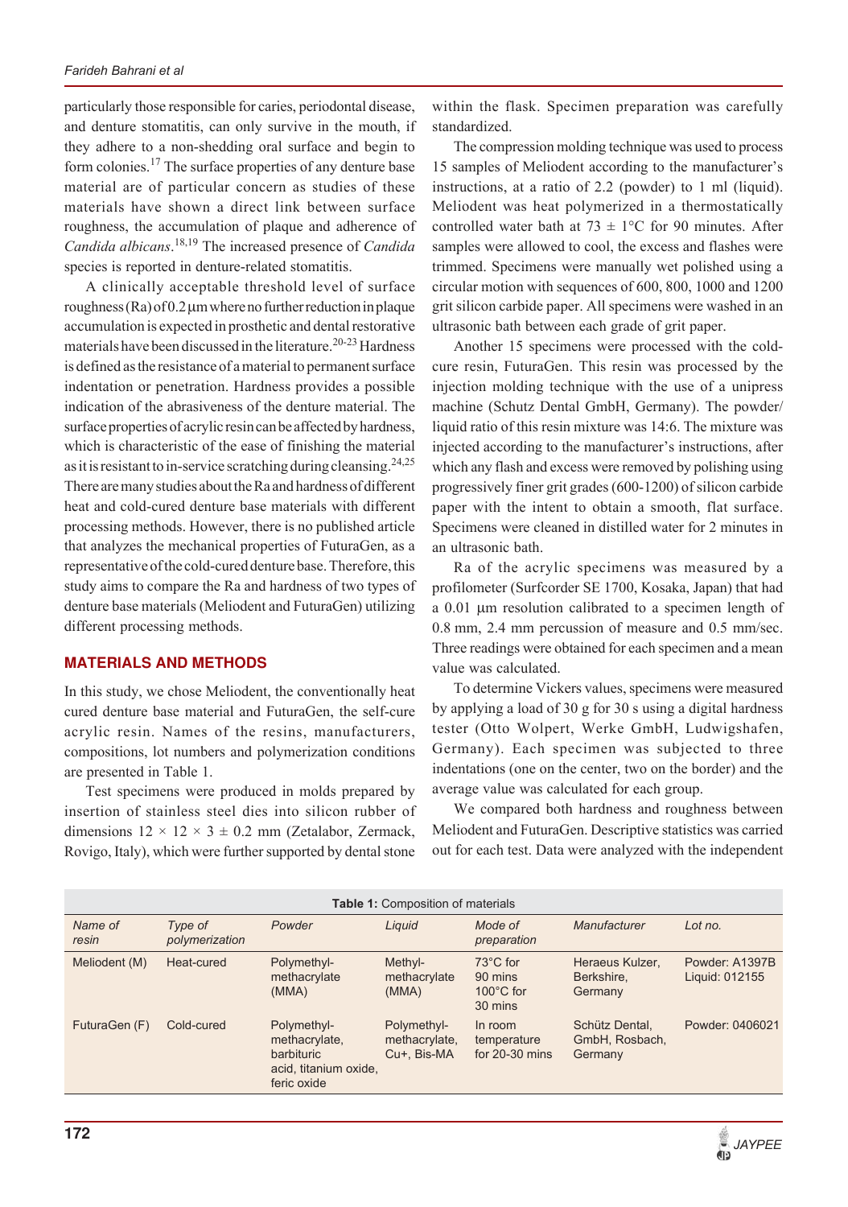particularly those responsible for caries, periodontal disease, and denture stomatitis, can only survive in the mouth, if they adhere to a non-shedding oral surface and begin to form colonies.[17] The surface properties of any denture base material are of particular concern as studies of these materials have shown a direct link between surface roughness, the accumulation of plaque and adherence of *Candida albicans*.[18,19] The increased presence of *Candida* species is reported in denture-related stomatitis.

A clinically acceptable threshold level of surface roughness (Ra) of 0.2 μm where no further reduction in plaque accumulation is expected in prosthetic and dental restorative materials have been discussed in the literature.[20-23] Hardness is defined as the resistance of a material to permanent surface indentation or penetration. Hardness provides a possible indication of the abrasiveness of the denture material. The surface properties of acrylic resin can be affected by hardness, which is characteristic of the ease of finishing the material as it is resistant to in-service scratching during cleansing.[24,25] There are many studies about the Ra and hardness of different heat and cold-cured denture base materials with different processing methods. However, there is no published article that analyzes the mechanical properties of FuturaGen, as a representative of the cold-cured denture base. Therefore, this study aims to compare the Ra and hardness of two types of denture base materials (Meliodent and FuturaGen) utilizing different processing methods.

## MATERIALS AND METHODS

In this study, we chose Meliodent, the conventionally heat cured denture base material and FuturaGen, the self-cure acrylic resin. Names of the resins, manufacturers, compositions, lot numbers and polymerization conditions are presented in Table 1.

Test specimens were produced in molds prepared by insertion of stainless steel dies into silicon rubber of dimensions 12 × 12 × 3 ± 0.2 mm (Zetalabor, Zermack, Rovigo, Italy), which were further supported by dental stone within the flask. Specimen preparation was carefully standardized.

The compression molding technique was used to process 15 samples of Meliodent according to the manufacturer's instructions, at a ratio of 2.2 (powder) to 1 ml (liquid). Meliodent was heat polymerized in a thermostatically controlled water bath at 73 ± 1°C for 90 minutes. After samples were allowed to cool, the excess and flashes were trimmed. Specimens were manually wet polished using a circular motion with sequences of 600, 800, 1000 and 1200 grit silicon carbide paper. All specimens were washed in an ultrasonic bath between each grade of grit paper.

Another 15 specimens were processed with the cold-cure resin, FuturaGen. This resin was processed by the injection molding technique with the use of a unipress machine (Schutz Dental GmbH, Germany). The powder/liquid ratio of this resin mixture was 14:6. The mixture was injected according to the manufacturer's instructions, after which any flash and excess were removed by polishing using progressively finer grit grades (600-1200) of silicon carbide paper with the intent to obtain a smooth, flat surface. Specimens were cleaned in distilled water for 2 minutes in an ultrasonic bath.

Ra of the acrylic specimens was measured by a profilometer (Surfcorder SE 1700, Kosaka, Japan) that had a 0.01 μm resolution calibrated to a specimen length of 0.8 mm, 2.4 mm percussion of measure and 0.5 mm/sec. Three readings were obtained for each specimen and a mean value was calculated.

To determine Vickers values, specimens were measured by applying a load of 30 g for 30 s using a digital hardness tester (Otto Wolpert, Werke GmbH, Ludwigshafen, Germany). Each specimen was subjected to three indentations (one on the center, two on the border) and the average value was calculated for each group.

We compared both hardness and roughness between Meliodent and FuturaGen. Descriptive statistics was carried out for each test. Data were analyzed with the independent

**Table 1:** Composition of materials

| *Name of resin* | *Type of polymerization* | *Powder* | *Liquid* | *Mode of preparation* | *Manufacturer* | *Lot no.* |
|---|---|---|---|---|---|---|
| Meliodent (M) | Heat-cured | Polymethyl-methacrylate (MMA) | Methyl-methacrylate (MMA) | 73°C for 90 mins 100°C for 30 mins | Heraeus Kulzer, Berkshire, Germany | Powder: A1397B Liquid: 012155 |
| FuturaGen (F) | Cold-cured | Polymethyl-methacrylate, barbituric acid, titanium oxide, feric oxide | Polymethyl-methacrylate, Cu+, Bis-MA | In room temperature for 20-30 mins | Schütz Dental, GmbH, Rosbach, Germany | Powder: 0406021 |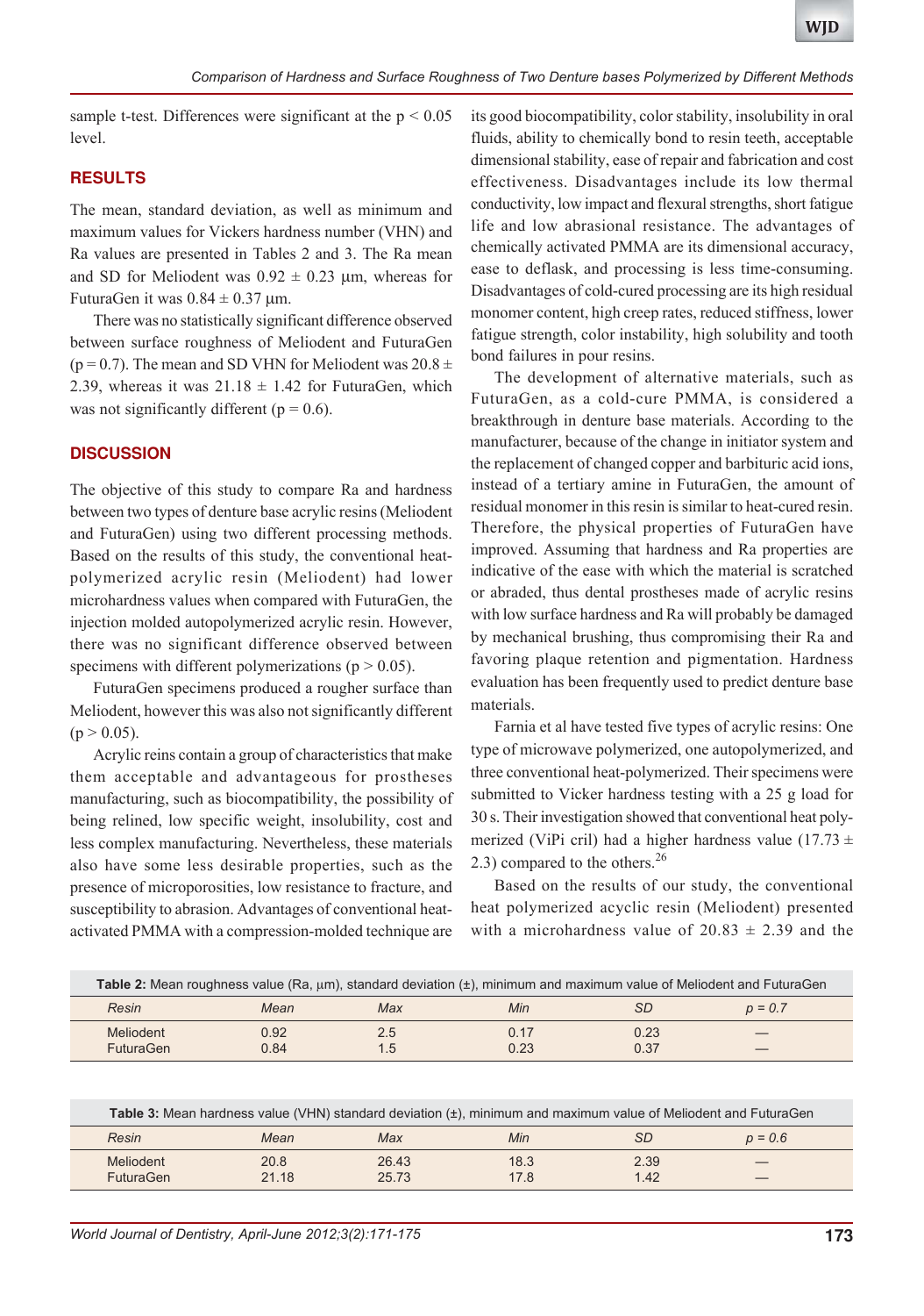sample t-test. Differences were significant at the $p < 0.05$ level.

## RESULTS

The mean, standard deviation, as well as minimum and maximum values for Vickers hardness number (VHN) and Ra values are presented in Tables 2 and 3. The Ra mean and SD for Meliodent was 0.92 ± 0.23 µm, whereas for FuturaGen it was 0.84 ± 0.37 µm.

There was no statistically significant difference observed between surface roughness of Meliodent and FuturaGen ($p = 0.7$). The mean and SD VHN for Meliodent was 20.8 ± 2.39, whereas it was 21.18 ± 1.42 for FuturaGen, which was not significantly different ($p = 0.6$).

## DISCUSSION

The objective of this study to compare Ra and hardness between two types of denture base acrylic resins (Meliodent and FuturaGen) using two different processing methods. Based on the results of this study, the conventional heat-polymerized acrylic resin (Meliodent) had lower microhardness values when compared with FuturaGen, the injection molded autopolymerized acrylic resin. However, there was no significant difference observed between specimens with different polymerizations ($p > 0.05$).

FuturaGen specimens produced a rougher surface than Meliodent, however this was also not significantly different ($p > 0.05$).

Acrylic reins contain a group of characteristics that make them acceptable and advantageous for prostheses manufacturing, such as biocompatibility, the possibility of being relined, low specific weight, insolubility, cost and less complex manufacturing. Nevertheless, these materials also have some less desirable properties, such as the presence of microporosities, low resistance to fracture, and susceptibility to abrasion. Advantages of conventional heat-activated PMMA with a compression-molded technique are its good biocompatibility, color stability, insolubility in oral fluids, ability to chemically bond to resin teeth, acceptable dimensional stability, ease of repair and fabrication and cost effectiveness. Disadvantages include its low thermal conductivity, low impact and flexural strengths, short fatigue life and low abrasional resistance. The advantages of chemically activated PMMA are its dimensional accuracy, ease to deflask, and processing is less time-consuming. Disadvantages of cold-cured processing are its high residual monomer content, high creep rates, reduced stiffness, lower fatigue strength, color instability, high solubility and tooth bond failures in pour resins.

The development of alternative materials, such as FuturaGen, as a cold-cure PMMA, is considered a breakthrough in denture base materials. According to the manufacturer, because of the change in initiator system and the replacement of changed copper and barbituric acid ions, instead of a tertiary amine in FuturaGen, the amount of residual monomer in this resin is similar to heat-cured resin. Therefore, the physical properties of FuturaGen have improved. Assuming that hardness and Ra properties are indicative of the ease with which the material is scratched or abraded, thus dental prostheses made of acrylic resins with low surface hardness and Ra will probably be damaged by mechanical brushing, thus compromising their Ra and favoring plaque retention and pigmentation. Hardness evaluation has been frequently used to predict denture base materials.

Farnia et al have tested five types of acrylic resins: One type of microwave polymerized, one autopolymerized, and three conventional heat-polymerized. Their specimens were submitted to Vicker hardness testing with a 25 g load for 30 s. Their investigation showed that conventional heat polymerized (ViPi cril) had a higher hardness value (17.73 ± 2.3) compared to the others.[26]

Based on the results of our study, the conventional heat polymerized acyclic resin (Meliodent) presented with a microhardness value of 20.83 ± 2.39 and the

**Table 2:** Mean roughness value (Ra, µm), standard deviation (±), minimum and maximum value of Meliodent and FuturaGen

| *Resin* | *Mean* | *Max* | *Min* | *SD* | *p = 0.7* |
|---|---|---|---|---|---|
| Meliodent | 0.92 | 2.5 | 0.17 | 0.23 | — |
| FuturaGen | 0.84 | 1.5 | 0.23 | 0.37 | — |

**Table 3:** Mean hardness value (VHN) standard deviation (±), minimum and maximum value of Meliodent and FuturaGen

| *Resin* | *Mean* | *Max* | *Min* | *SD* | *p = 0.6* |
|---|---|---|---|---|---|
| Meliodent | 20.8 | 26.43 | 18.3 | 2.39 | — |
| FuturaGen | 21.18 | 25.73 | 17.8 | 1.42 | — |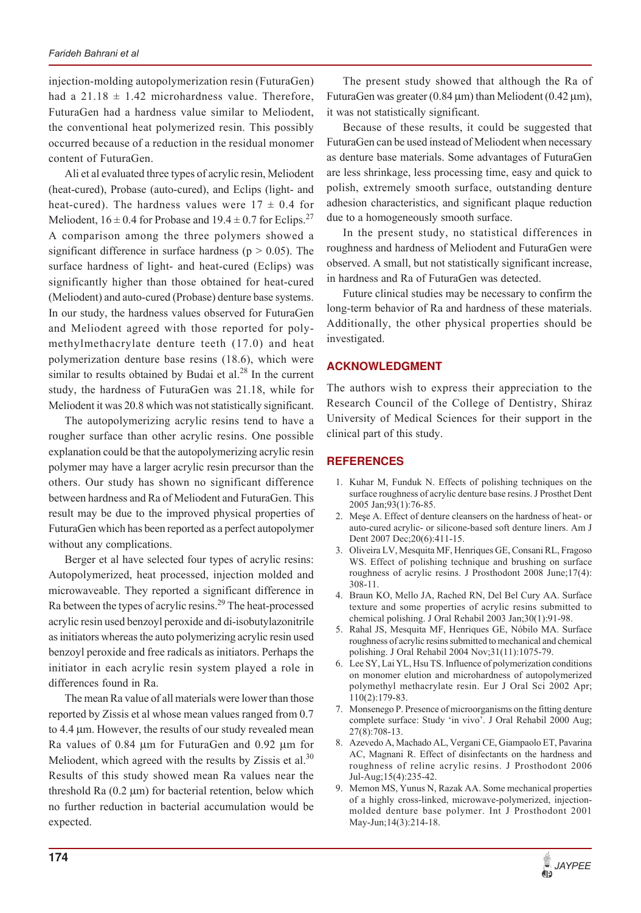injection-molding autopolymerization resin (FuturaGen) had a $21.18 \pm 1.42$ microhardness value. Therefore, FuturaGen had a hardness value similar to Meliodent, the conventional heat polymerized resin. This possibly occurred because of a reduction in the residual monomer content of FuturaGen.

Ali et al evaluated three types of acrylic resin, Meliodent (heat-cured), Probase (auto-cured), and Eclips (light- and heat-cured). The hardness values were $17 \pm 0.4$ for Meliodent, $16 \pm 0.4$ for Probase and $19.4 \pm 0.7$ for Eclips.[27] A comparison among the three polymers showed a significant difference in surface hardness ($p > 0.05$). The surface hardness of light- and heat-cured (Eclips) was significantly higher than those obtained for heat-cured (Meliodent) and auto-cured (Probase) denture base systems. In our study, the hardness values observed for FuturaGen and Meliodent agreed with those reported for polymethylmethacrylate denture teeth (17.0) and heat polymerization denture base resins (18.6), which were similar to results obtained by Budai et al.[28] In the current study, the hardness of FuturaGen was 21.18, while for Meliodent it was 20.8 which was not statistically significant.

The autopolymerizing acrylic resins tend to have a rougher surface than other acrylic resins. One possible explanation could be that the autopolymerizing acrylic resin polymer may have a larger acrylic resin precursor than the others. Our study has shown no significant difference between hardness and Ra of Meliodent and FuturaGen. This result may be due to the improved physical properties of FuturaGen which has been reported as a perfect autopolymer without any complications.

Berger et al have selected four types of acrylic resins: Autopolymerized, heat processed, injection molded and microwaveable. They reported a significant difference in Ra between the types of acrylic resins.[29] The heat-processed acrylic resin used benzoyl peroxide and di-isobutylazonitrile as initiators whereas the auto polymerizing acrylic resin used benzoyl peroxide and free radicals as initiators. Perhaps the initiator in each acrylic resin system played a role in differences found in Ra.

The mean Ra value of all materials were lower than those reported by Zissis et al whose mean values ranged from 0.7 to 4.4 µm. However, the results of our study revealed mean Ra values of 0.84 µm for FuturaGen and 0.92 µm for Meliodent, which agreed with the results by Zissis et al.[30] Results of this study showed mean Ra values near the threshold Ra (0.2 µm) for bacterial retention, below which no further reduction in bacterial accumulation would be expected.

The present study showed that although the Ra of FuturaGen was greater (0.84 µm) than Meliodent (0.42 µm), it was not statistically significant.

Because of these results, it could be suggested that FuturaGen can be used instead of Meliodent when necessary as denture base materials. Some advantages of FuturaGen are less shrinkage, less processing time, easy and quick to polish, extremely smooth surface, outstanding denture adhesion characteristics, and significant plaque reduction due to a homogeneously smooth surface.

In the present study, no statistical differences in roughness and hardness of Meliodent and FuturaGen were observed. A small, but not statistically significant increase, in hardness and Ra of FuturaGen was detected.

Future clinical studies may be necessary to confirm the long-term behavior of Ra and hardness of these materials. Additionally, the other physical properties should be investigated.

## ACKNOWLEDGMENT

The authors wish to express their appreciation to the Research Council of the College of Dentistry, Shiraz University of Medical Sciences for their support in the clinical part of this study.

## REFERENCES

1. Kuhar M, Funduk N. Effects of polishing techniques on the surface roughness of acrylic denture base resins. J Prosthet Dent 2005 Jan;93(1):76-85.
2. Meşe A. Effect of denture cleansers on the hardness of heat- or auto-cured acrylic- or silicone-based soft denture liners. Am J Dent 2007 Dec;20(6):411-15.
3. Oliveira LV, Mesquita MF, Henriques GE, Consani RL, Fragoso WS. Effect of polishing technique and brushing on surface roughness of acrylic resins. J Prosthodont 2008 June;17(4): 308-11.
4. Braun KO, Mello JA, Rached RN, Del Bel Cury AA. Surface texture and some properties of acrylic resins submitted to chemical polishing. J Oral Rehabil 2003 Jan;30(1):91-98.
5. Rahal JS, Mesquita MF, Henriques GE, Nóbilo MA. Surface roughness of acrylic resins submitted to mechanical and chemical polishing. J Oral Rehabil 2004 Nov;31(11):1075-79.
6. Lee SY, Lai YL, Hsu TS. Influence of polymerization conditions on monomer elution and microhardness of autopolymerized polymethyl methacrylate resin. Eur J Oral Sci 2002 Apr; 110(2):179-83.
7. Monsenego P. Presence of microorganisms on the fitting denture complete surface: Study 'in vivo'. J Oral Rehabil 2000 Aug; 27(8):708-13.
8. Azevedo A, Machado AL, Vergani CE, Giampaolo ET, Pavarina AC, Magnani R. Effect of disinfectants on the hardness and roughness of reline acrylic resins. J Prosthodont 2006 Jul-Aug;15(4):235-42.
9. Memon MS, Yunus N, Razak AA. Some mechanical properties of a highly cross-linked, microwave-polymerized, injection-molded denture base polymer. Int J Prosthodont 2001 May-Jun;14(3):214-18.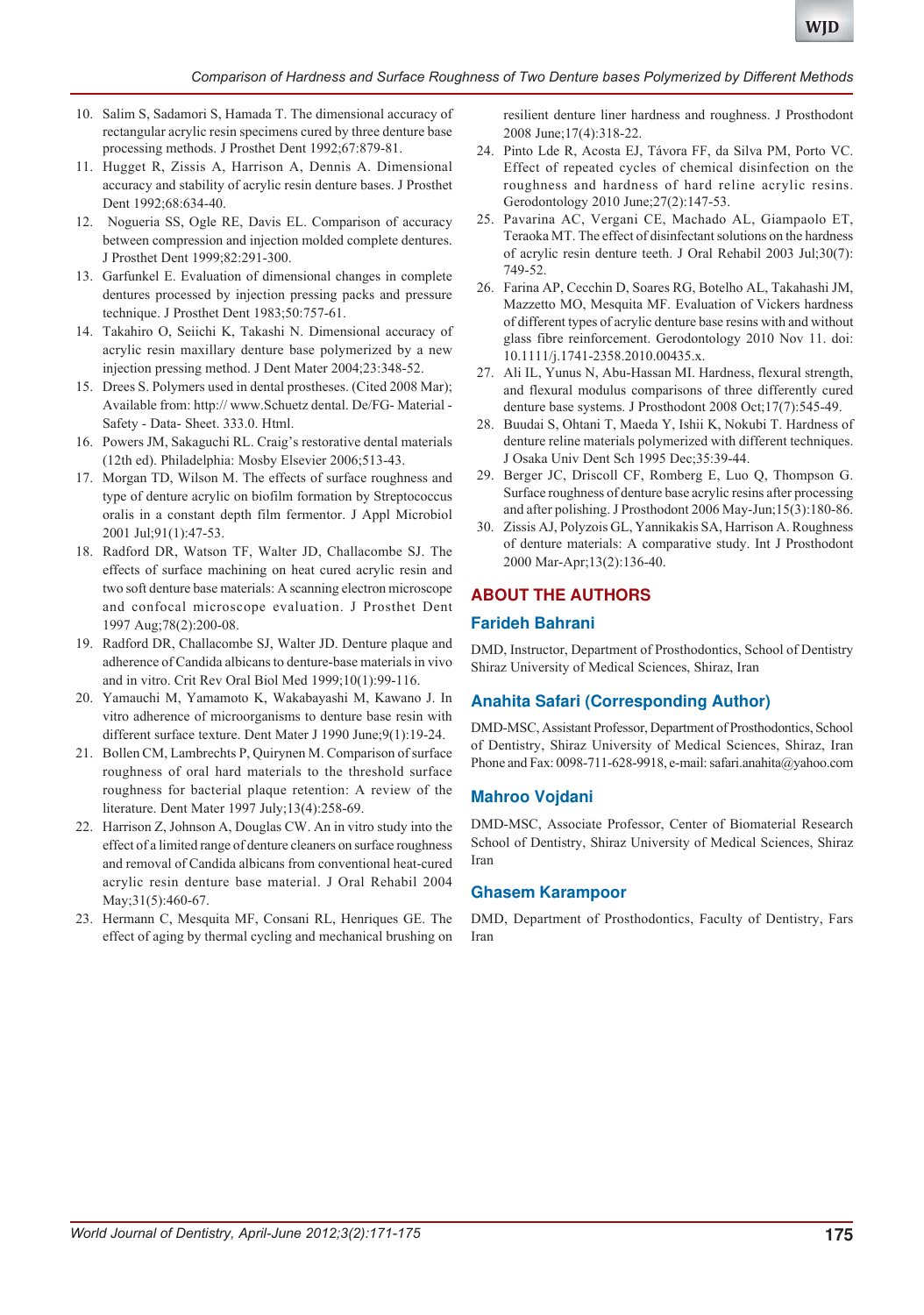10. Salim S, Sadamori S, Hamada T. The dimensional accuracy of rectangular acrylic resin specimens cured by three denture base processing methods. J Prosthet Dent 1992;67:879-81.
11. Hugget R, Zissis A, Harrison A, Dennis A. Dimensional accuracy and stability of acrylic resin denture bases. J Prosthet Dent 1992;68:634-40.
12. Nogueria SS, Ogle RE, Davis EL. Comparison of accuracy between compression and injection molded complete dentures. J Prosthet Dent 1999;82:291-300.
13. Garfunkel E. Evaluation of dimensional changes in complete dentures processed by injection pressing packs and pressure technique. J Prosthet Dent 1983;50:757-61.
14. Takahiro O, Seiichi K, Takashi N. Dimensional accuracy of acrylic resin maxillary denture base polymerized by a new injection pressing method. J Dent Mater 2004;23:348-52.
15. Drees S. Polymers used in dental prostheses. (Cited 2008 Mar); Available from: http:// www.Schuetz dental. De/FG- Material - Safety - Data- Sheet. 333.0. Html.
16. Powers JM, Sakaguchi RL. Craig's restorative dental materials (12th ed). Philadelphia: Mosby Elsevier 2006;513-43.
17. Morgan TD, Wilson M. The effects of surface roughness and type of denture acrylic on biofilm formation by Streptococcus oralis in a constant depth film fermentor. J Appl Microbiol 2001 Jul;91(1):47-53.
18. Radford DR, Watson TF, Walter JD, Challacombe SJ. The effects of surface machining on heat cured acrylic resin and two soft denture base materials: A scanning electron microscope and confocal microscope evaluation. J Prosthet Dent 1997 Aug;78(2):200-08.
19. Radford DR, Challacombe SJ, Walter JD. Denture plaque and adherence of Candida albicans to denture-base materials in vivo and in vitro. Crit Rev Oral Biol Med 1999;10(1):99-116.
20. Yamauchi M, Yamamoto K, Wakabayashi M, Kawano J. In vitro adherence of microorganisms to denture base resin with different surface texture. Dent Mater J 1990 June;9(1):19-24.
21. Bollen CM, Lambrechts P, Quirynen M. Comparison of surface roughness of oral hard materials to the threshold surface roughness for bacterial plaque retention: A review of the literature. Dent Mater 1997 July;13(4):258-69.
22. Harrison Z, Johnson A, Douglas CW. An in vitro study into the effect of a limited range of denture cleaners on surface roughness and removal of Candida albicans from conventional heat-cured acrylic resin denture base material. J Oral Rehabil 2004 May;31(5):460-67.
23. Hermann C, Mesquita MF, Consani RL, Henriques GE. The effect of aging by thermal cycling and mechanical brushing on resilient denture liner hardness and roughness. J Prosthodont 2008 June;17(4):318-22.
24. Pinto Lde R, Acosta EJ, Távora FF, da Silva PM, Porto VC. Effect of repeated cycles of chemical disinfection on the roughness and hardness of hard reline acrylic resins. Gerodontology 2010 June;27(2):147-53.
25. Pavarina AC, Vergani CE, Machado AL, Giampaolo ET, Teraoka MT. The effect of disinfectant solutions on the hardness of acrylic resin denture teeth. J Oral Rehabil 2003 Jul;30(7): 749-52.
26. Farina AP, Cecchin D, Soares RG, Botelho AL, Takahashi JM, Mazzetto MO, Mesquita MF. Evaluation of Vickers hardness of different types of acrylic denture base resins with and without glass fibre reinforcement. Gerodontology 2010 Nov 11. doi: 10.1111/j.1741-2358.2010.00435.x.
27. Ali IL, Yunus N, Abu-Hassan MI. Hardness, flexural strength, and flexural modulus comparisons of three differently cured denture base systems. J Prosthodont 2008 Oct;17(7):545-49.
28. Buudai S, Ohtani T, Maeda Y, Ishii K, Nokubi T. Hardness of denture reline materials polymerized with different techniques. J Osaka Univ Dent Sch 1995 Dec;35:39-44.
29. Berger JC, Driscoll CF, Romberg E, Luo Q, Thompson G. Surface roughness of denture base acrylic resins after processing and after polishing. J Prosthodont 2006 May-Jun;15(3):180-86.
30. Zissis AJ, Polyzois GL, Yannikakis SA, Harrison A. Roughness of denture materials: A comparative study. Int J Prosthodont 2000 Mar-Apr;13(2):136-40.

## ABOUT THE AUTHORS

### Farideh Bahrani

DMD, Instructor, Department of Prosthodontics, School of Dentistry Shiraz University of Medical Sciences, Shiraz, Iran

### Anahita Safari (Corresponding Author)

DMD-MSC, Assistant Professor, Department of Prosthodontics, School of Dentistry, Shiraz University of Medical Sciences, Shiraz, Iran Phone and Fax: 0098-711-628-9918, e-mail: safari.anahita@yahoo.com

### Mahroo Vojdani

DMD-MSC, Associate Professor, Center of Biomaterial Research School of Dentistry, Shiraz University of Medical Sciences, Shiraz Iran

### Ghasem Karampoor

DMD, Department of Prosthodontics, Faculty of Dentistry, Fars Iran